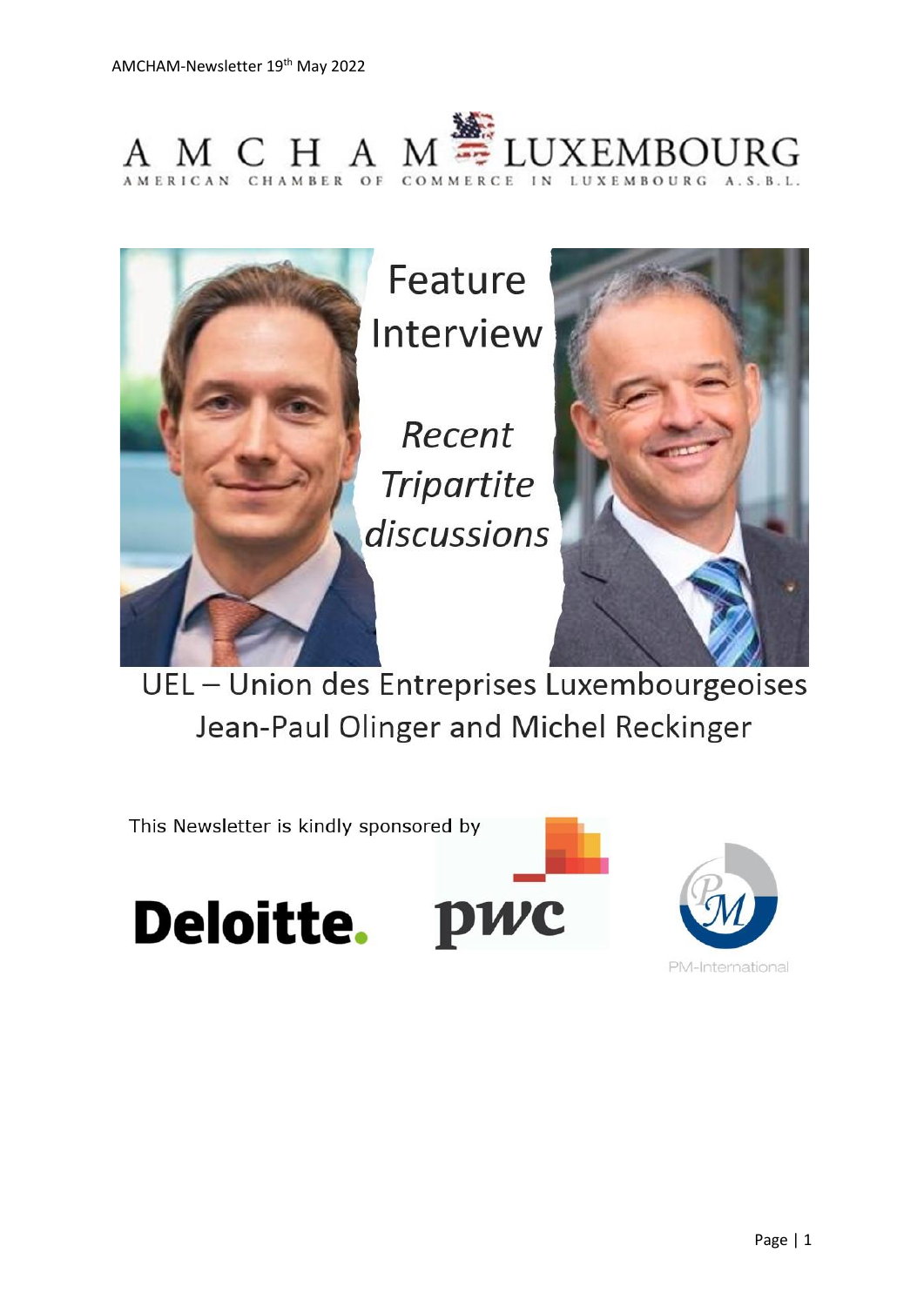AMCHAM-Newsletter 19th May 2022

AMCHAM LUXEMBOURG

AMERICAN CHAMBER OF COMMERCE IN LUXEMBOURG A.S.B.L.

# Feature Interview

*Recent Tripartite discussions*

## UEL – Union des Entreprises Luxembourgeoises
## Jean-Paul Olinger and Michel Reckinger

This Newsletter is kindly sponsored by

Deloitte. pwc PM-International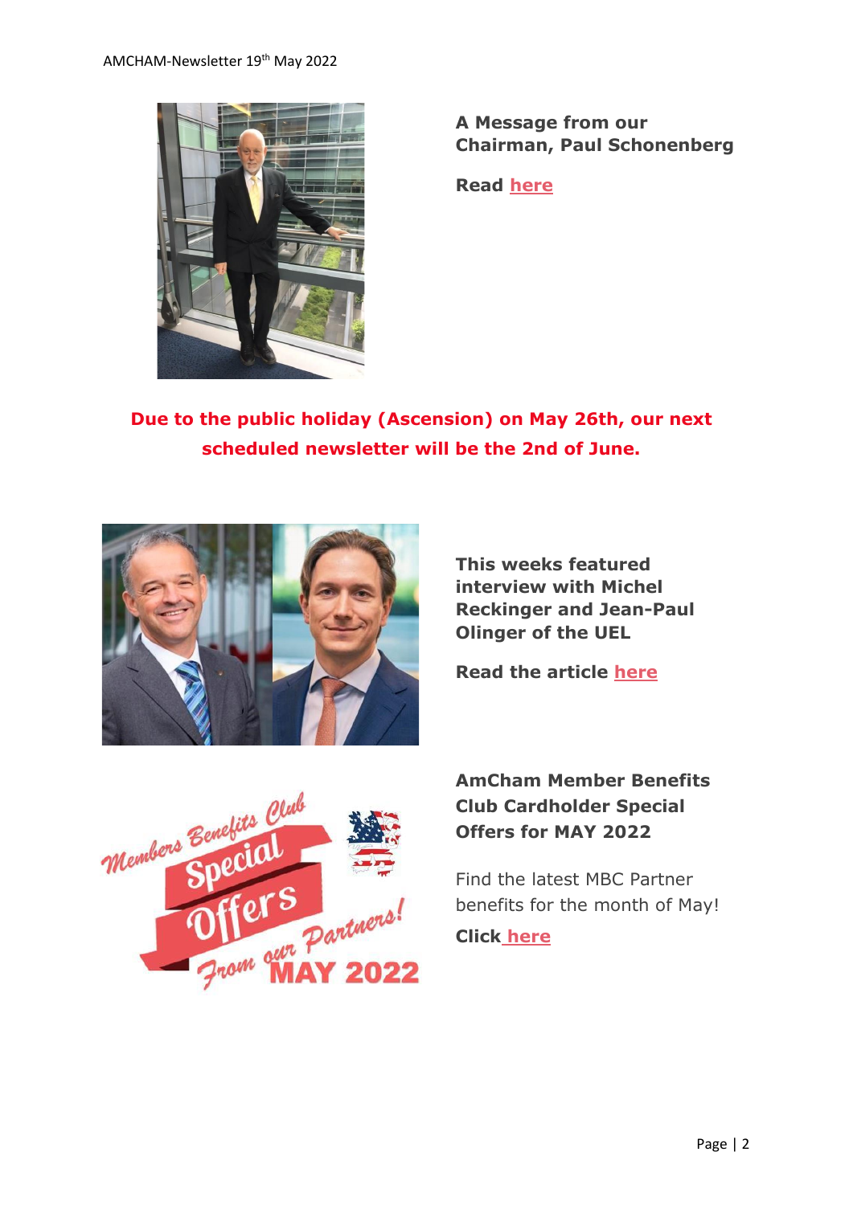**A Message from our Chairman, Paul Schonenberg**

**Read here**

**Due to the public holiday (Ascension) on May 26th, our next scheduled newsletter will be the 2nd of June.**

**This weeks featured interview with Michel Reckinger and Jean-Paul Olinger of the UEL**

**Read the article here**

**AmCham Member Benefits Club Cardholder Special Offers for MAY 2022**

Find the latest MBC Partner benefits for the month of May!

**Click here**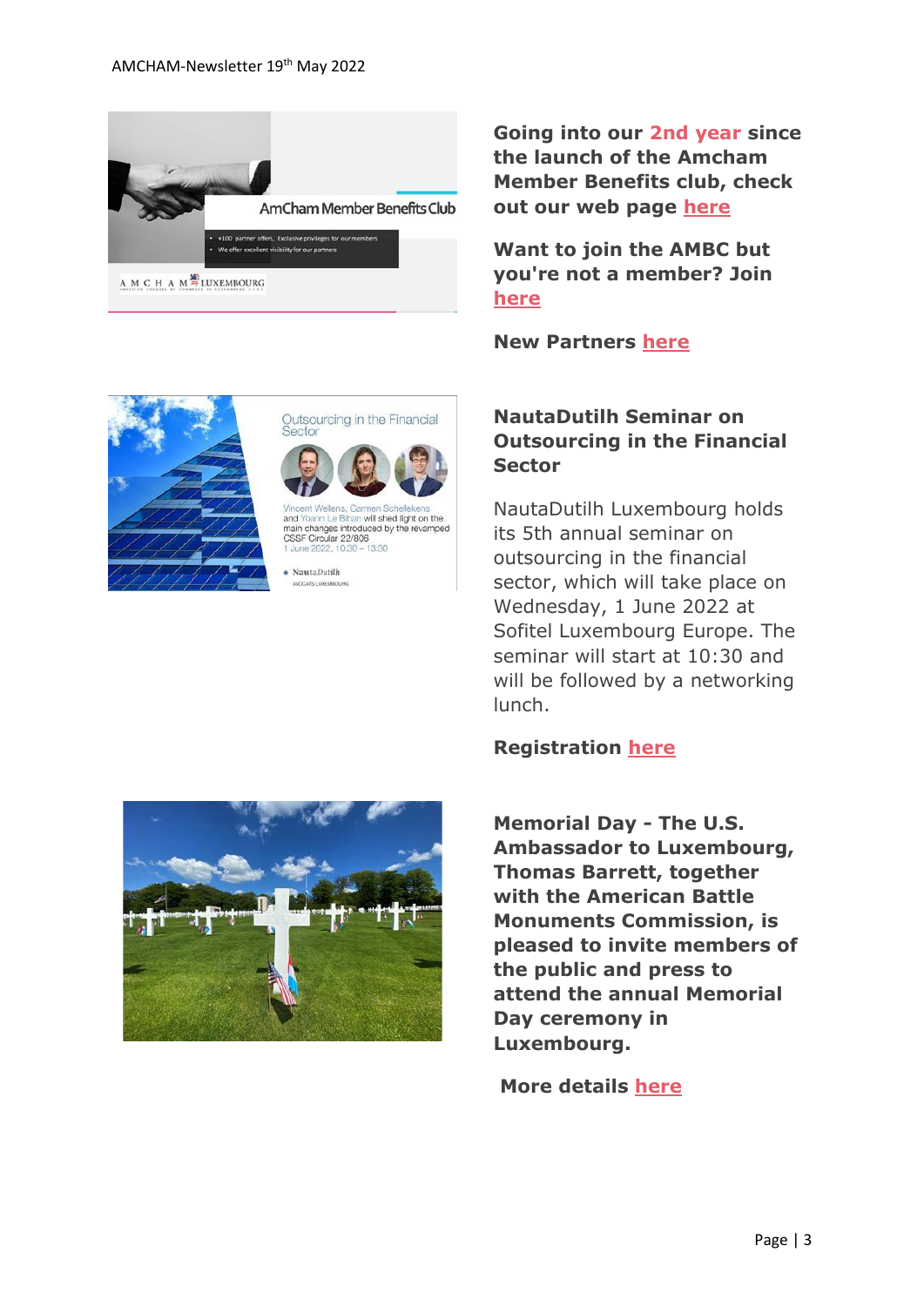**Going into our 2nd year since the launch of the Amcham Member Benefits club, check out our web page here**

**Want to join the AMBC but you're not a member? Join here**

**New Partners here**

**NautaDutilh Seminar on Outsourcing in the Financial Sector**

NautaDutilh Luxembourg holds its 5th annual seminar on outsourcing in the financial sector, which will take place on Wednesday, 1 June 2022 at Sofitel Luxembourg Europe. The seminar will start at 10:30 and will be followed by a networking lunch.

**Registration here**

**Memorial Day - The U.S. Ambassador to Luxembourg, Thomas Barrett, together with the American Battle Monuments Commission, is pleased to invite members of the public and press to attend the annual Memorial Day ceremony in Luxembourg.**

**More details here**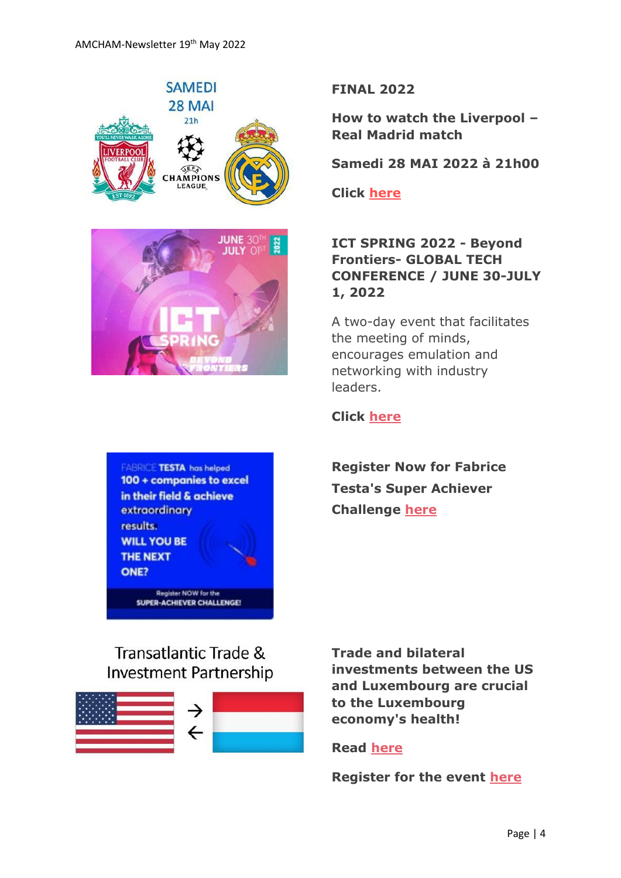**FINAL 2022**

**How to watch the Liverpool – Real Madrid match**

**Samedi 28 MAI 2022 à 21h00**

**Click here**

**ICT SPRING 2022 - Beyond Frontiers- GLOBAL TECH CONFERENCE / JUNE 30-JULY 1, 2022**

A two-day event that facilitates the meeting of minds, encourages emulation and networking with industry leaders.

**Click here**

**Register Now for Fabrice Testa's Super Achiever Challenge here**

Transatlantic Trade & Investment Partnership

**Trade and bilateral investments between the US and Luxembourg are crucial to the Luxembourg economy's health!**

**Read here**

**Register for the event here**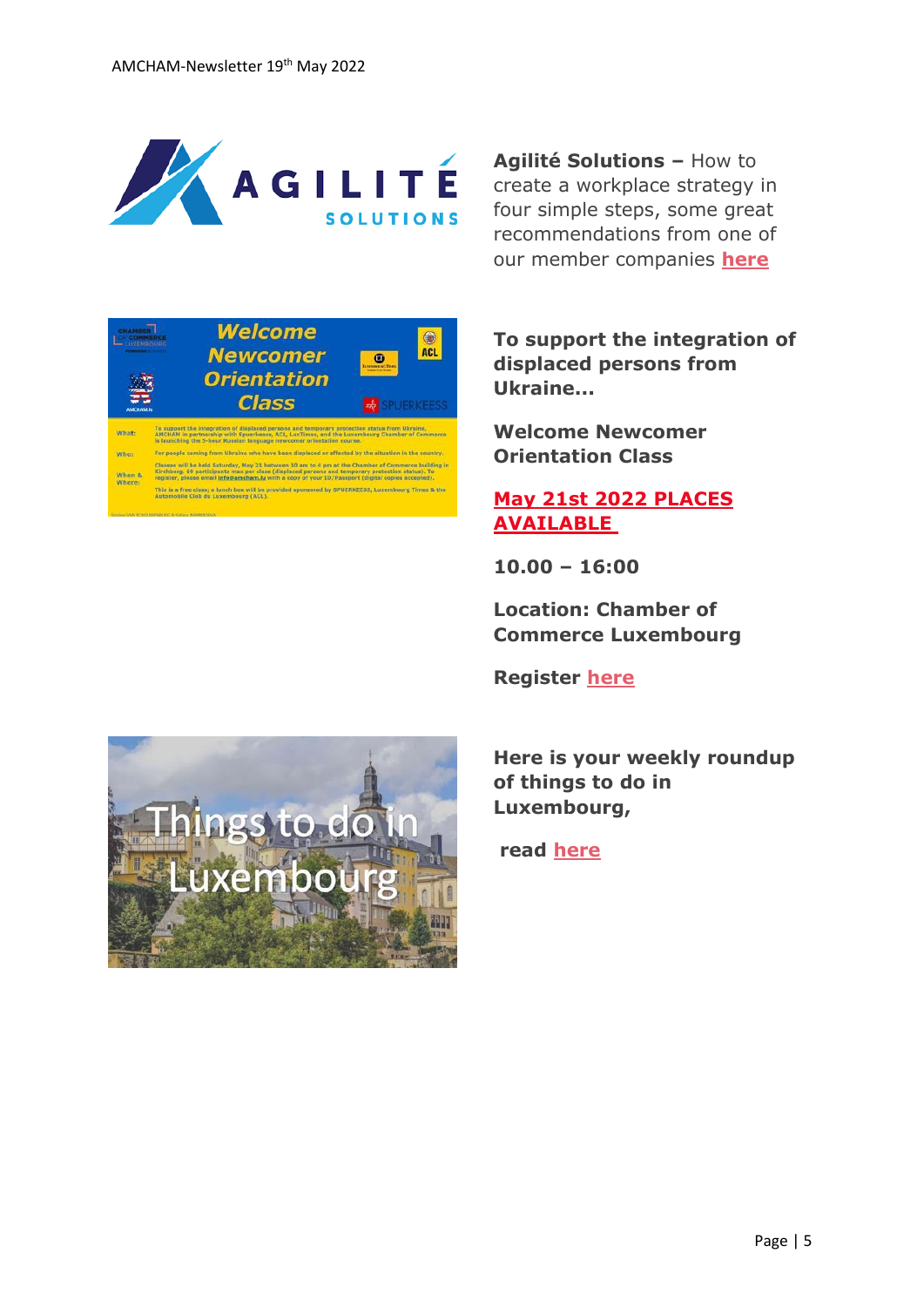**Agilité Solutions –** How to create a workplace strategy in four simple steps, some great recommendations from one of our member companies **here**

**To support the integration of displaced persons from Ukraine…**

**Welcome Newcomer Orientation Class**

**May 21st 2022 PLACES AVAILABLE**

**10.00 – 16:00**

**Location: Chamber of Commerce Luxembourg**

**Register here**

**Here is your weekly roundup of things to do in Luxembourg,**

**read here**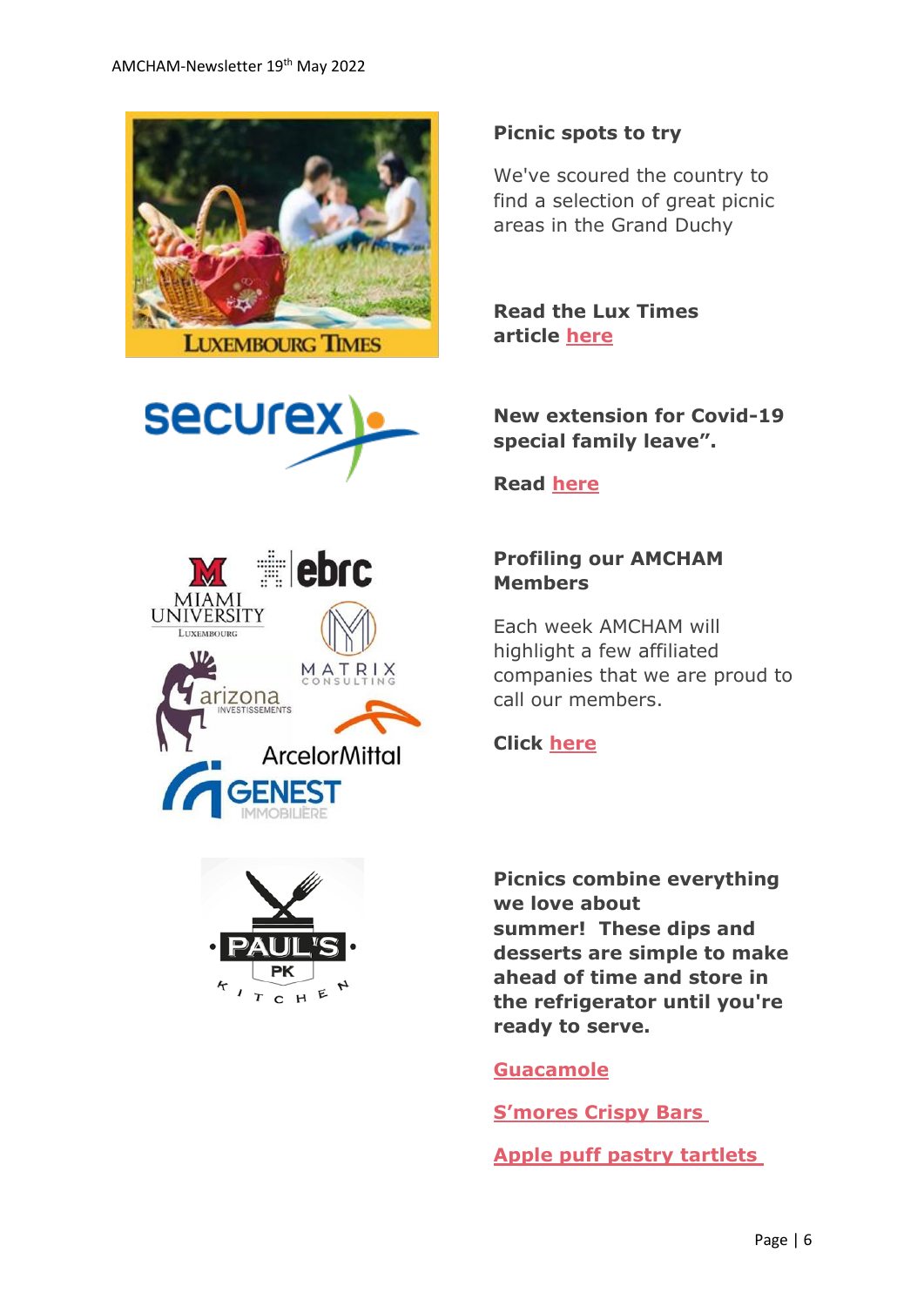**Picnic spots to try**

We've scoured the country to find a selection of great picnic areas in the Grand Duchy

**Read the Lux Times article here**

**New extension for Covid-19 special family leave".**

**Read here**

**Profiling our AMCHAM Members**

Each week AMCHAM will highlight a few affiliated companies that we are proud to call our members.

**Click here**

**Picnics combine everything we love about summer! These dips and desserts are simple to make ahead of time and store in the refrigerator until you're ready to serve.**

**Guacamole**

**S'mores Crispy Bars**

**Apple puff pastry tartlets**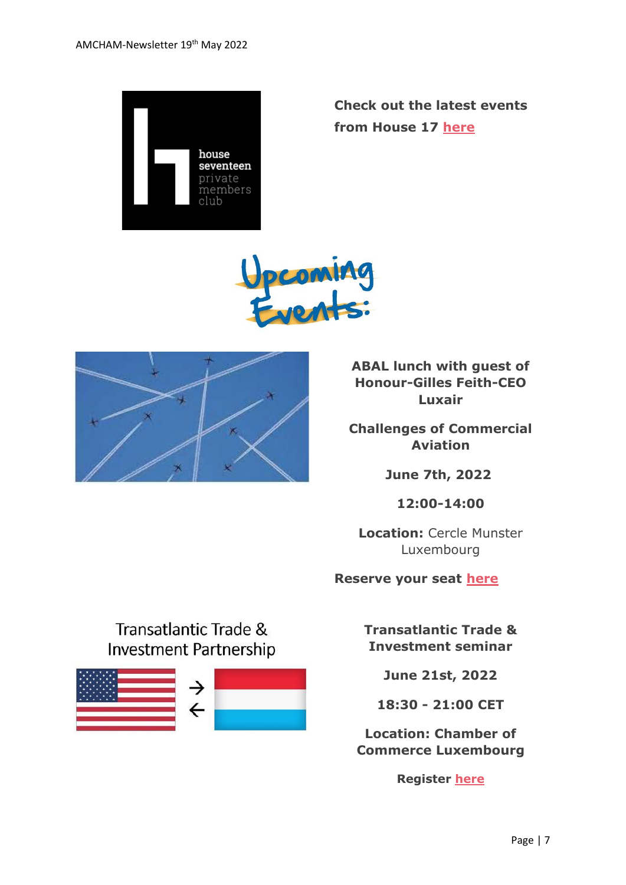**Check out the latest events from House 17 here**

house seventeen private members club

# Upcoming Events:

**ABAL lunch with guest of Honour-Gilles Feith-CEO Luxair**

**Challenges of Commercial Aviation**

**June 7th, 2022**

**12:00-14:00**

**Location:** Cercle Munster Luxembourg

**Reserve your seat here**

Transatlantic Trade & Investment Partnership

**Transatlantic Trade & Investment seminar**

**June 21st, 2022**

**18:30 - 21:00 CET**

**Location: Chamber of Commerce Luxembourg**

**Register here**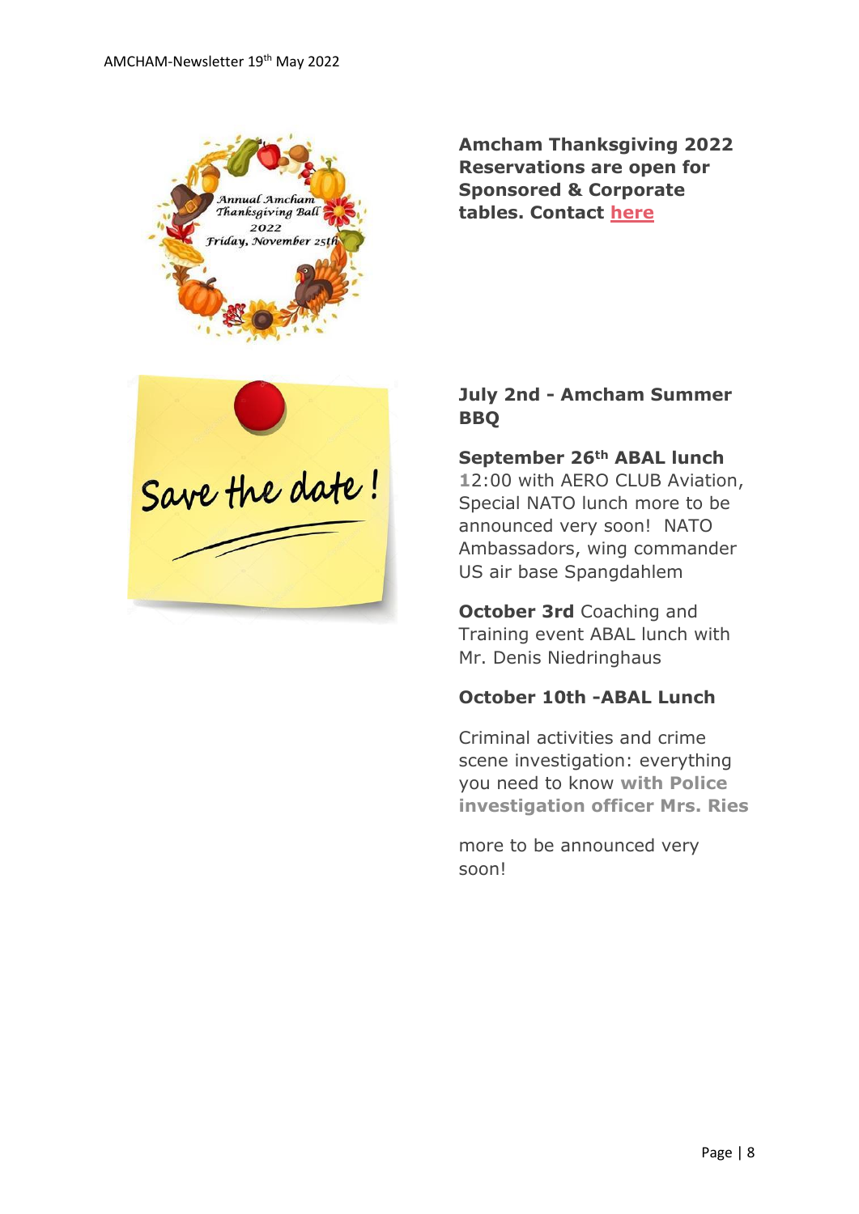**Amcham Thanksgiving 2022 Reservations are open for Sponsored & Corporate tables. Contact here**

**July 2nd - Amcham Summer BBQ**

**September 26th ABAL lunch** 12:00 with AERO CLUB Aviation, Special NATO lunch more to be announced very soon! NATO Ambassadors, wing commander US air base Spangdahlem

**October 3rd** Coaching and Training event ABAL lunch with Mr. Denis Niedringhaus

**October 10th -ABAL Lunch**

Criminal activities and crime scene investigation: everything you need to know **with Police investigation officer Mrs. Ries**

more to be announced very soon!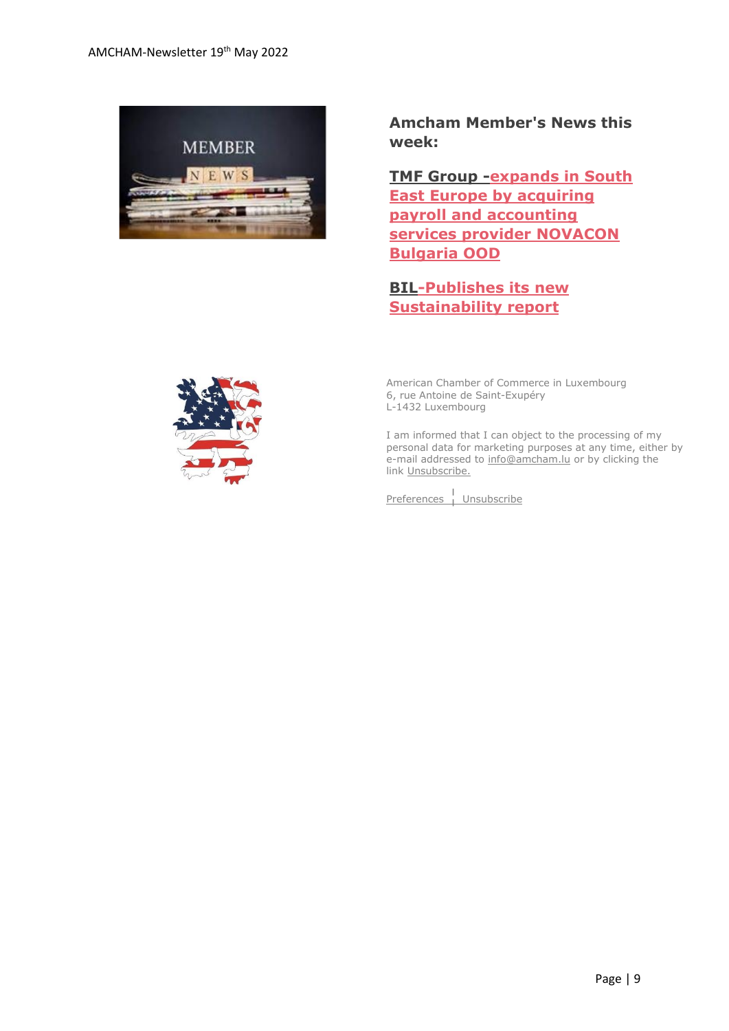**Amcham Member's News this week:**

**TMF Group -expands in South East Europe by acquiring payroll and accounting services provider NOVACON Bulgaria OOD**

**BIL-Publishes its new Sustainability report**

American Chamber of Commerce in Luxembourg
6, rue Antoine de Saint-Exupéry
L-1432 Luxembourg

I am informed that I can object to the processing of my personal data for marketing purposes at any time, either by e-mail addressed to info@amcham.lu or by clicking the link Unsubscribe.

Preferences | Unsubscribe